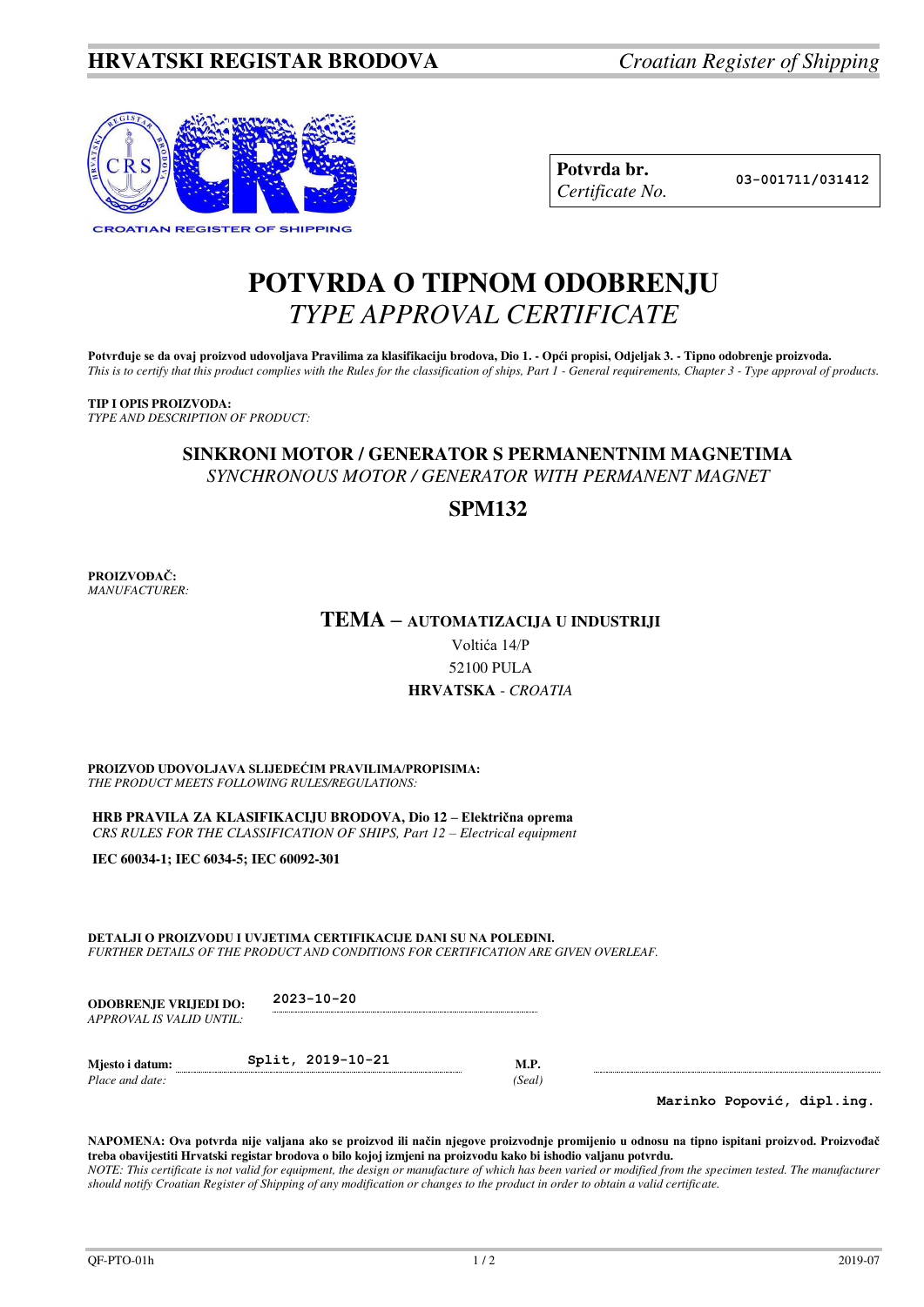**HRVATSKI REGISTAR BRODOVA** *Croatian Register of Shipping*

| **Potvrda br.** *Certificate No.* | **03-001711/031412** |
|---|---|

# POTVRDA O TIPNOM ODOBRENJU
## *TYPE APPROVAL CERTIFICATE*

**Potvrđuje se da ovaj proizvod udovoljava Pravilima za klasifikaciju brodova, Dio 1. - Opći propisi, Odjeljak 3. - Tipno odobrenje proizvoda.**
*This is to certify that this product complies with the Rules for the classification of ships, Part 1 - General requirements, Chapter 3 - Type approval of products.*

**TIP I OPIS PROIZVODA:**
*TYPE AND DESCRIPTION OF PRODUCT:*

**SINKRONI MOTOR / GENERATOR S PERMANENTNIM MAGNETIMA**
*SYNCHRONOUS MOTOR / GENERATOR WITH PERMANENT MAGNET*

**SPM132**

**PROIZVOĐAČ:**
*MANUFACTURER:*

**TEMA – AUTOMATIZACIJA U INDUSTRIJI**
Voltića 14/P
52100 PULA
**HRVATSKA** - *CROATIA*

**PROIZVOD UDOVOLJAVA SLIJEDEĆIM PRAVILIMA/PROPISIMA:**
*THE PRODUCT MEETS FOLLOWING RULES/REGULATIONS:*

**HRB PRAVILA ZA KLASIFIKACIJU BRODOVA, Dio 12 – Električna oprema**
*CRS RULES FOR THE CLASSIFICATION OF SHIPS, Part 12 – Electrical equipment*

**IEC 60034-1; IEC 6034-5; IEC 60092-301**

**DETALJI O PROIZVODU I UVJETIMA CERTIFIKACIJE DANI SU NA POLEĐINI.**
*FURTHER DETAILS OF THE PRODUCT AND CONDITIONS FOR CERTIFICATION ARE GIVEN OVERLEAF.*

**ODOBRENJE VRIJEDI DO:** *APPROVAL IS VALID UNTIL:* 2023-10-20

**Mjesto i datum:** *Place and date:* Split, 2019-10-21

**M.P.** *(Seal)*

**Marinko Popović, dipl.ing.**

**NAPOMENA: Ova potvrda nije valjana ako se proizvod ili način njegove proizvodnje promijenio u odnosu na tipno ispitani proizvod. Proizvođač treba obavijestiti Hrvatski registar brodova o bilo kojoj izmjeni na proizvodu kako bi ishodio valjanu potvrdu.**
*NOTE: This certificate is not valid for equipment, the design or manufacture of which has been varied or modified from the specimen tested. The manufacturer should notify Croatian Register of Shipping of any modification or changes to the product in order to obtain a valid certificate.*

QF-PTO-01h 2019-07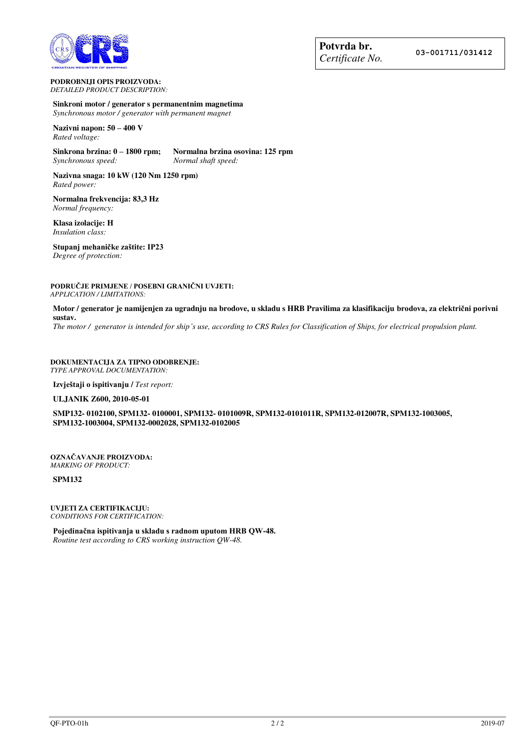**Potvrda br.** 
*Certificate No.* 03-001711/031412

**PODROBNIJI OPIS PROIZVODA:**
*DETAILED PRODUCT DESCRIPTION:*

**Sinkroni motor / generator s permanentnim magnetima**
*Synchronous motor / generator with permanent magnet*

**Nazivni napon: 50 – 400 V**
*Rated voltage:*

**Sinkrona brzina: 0 – 1800 rpm;**
*Synchronous speed:*

**Normalna brzina osovina: 125 rpm**
*Normal shaft speed:*

**Nazivna snaga: 10 kW (120 Nm 1250 rpm)**
*Rated power:*

**Normalna frekvencija: 83,3 Hz**
*Normal frequency:*

**Klasa izolacije: H**
*Insulation class:*

**Stupanj mehaničke zaštite: IP23**
*Degree of protection:*

**PODRUČJE PRIMJENE / POSEBNI GRANIČNI UVJETI:**
*APPLICATION / LIMITATIONS:*

**Motor / generator je namijenjen za ugradnju na brodove, u skladu s HRB Pravilima za klasifikaciju brodova, za električni porivni sustav.**
*The motor / generator is intended for ship's use, according to CRS Rules for Classification of Ships, for electrical propulsion plant.*

**DOKUMENTACIJA ZA TIPNO ODOBRENJE:**
*TYPE APPROVAL DOCUMENTATION:*

**Izvještaji o ispitivanju /** *Test report:*

**ULJANIK Z600, 2010-05-01**

**SMP132- 0102100, SPM132- 0100001, SPM132- 0101009R, SPM132-0101011R, SPM132-012007R, SPM132-1003005, SPM132-1003004, SPM132-0002028, SPM132-0102005**

**OZNAČAVANJE PROIZVODA:**
*MARKING OF PRODUCT:*

**SPM132**

**UVJETI ZA CERTIFIKACIJU:**
*CONDITIONS FOR CERTIFICATION:*

**Pojedinačna ispitivanja u skladu s radnom uputom HRB QW-48.**
*Routine test according to CRS working instruction QW-48.*